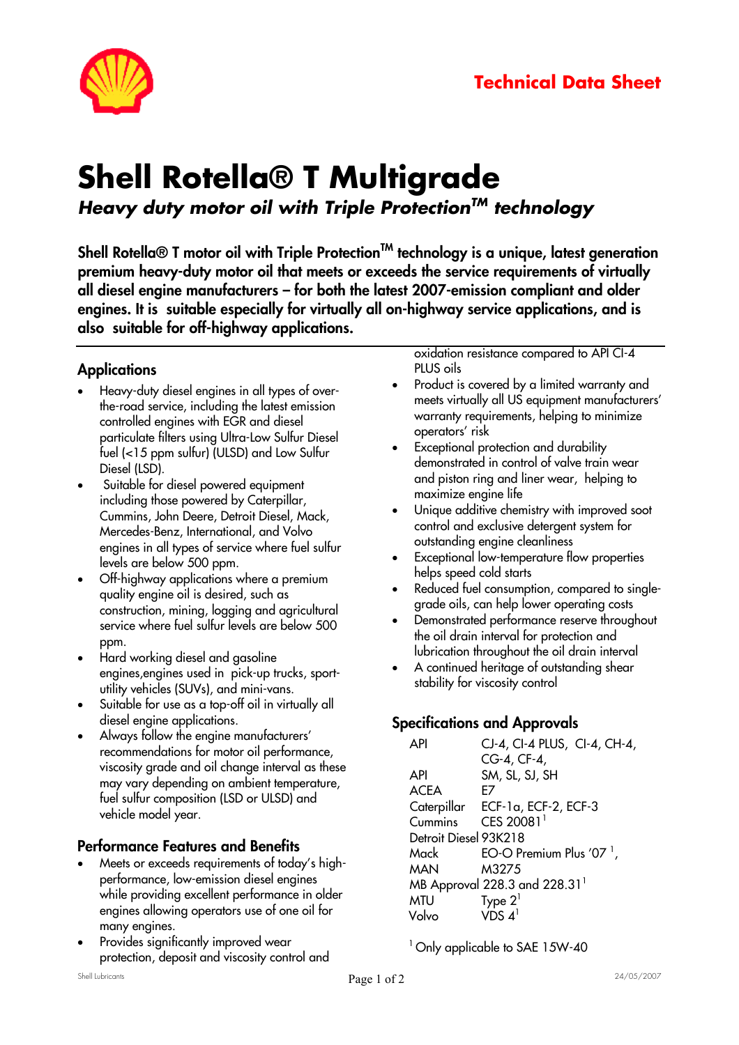Technical Data Sheet

# Shell Rotella® T Multigrade

***Heavy duty motor oil with Triple Protection™ technology***

**Shell Rotella® T motor oil with Triple Protection™ technology is a unique, latest generation premium heavy-duty motor oil that meets or exceeds the service requirements of virtually all diesel engine manufacturers – for both the latest 2007-emission compliant and older engines. It is suitable especially for virtually all on-highway service applications, and is also suitable for off-highway applications.**

## Applications

- Heavy-duty diesel engines in all types of over-the-road service, including the latest emission controlled engines with EGR and diesel particulate filters using Ultra-Low Sulfur Diesel fuel (<15 ppm sulfur) (ULSD) and Low Sulfur Diesel (LSD).
- Suitable for diesel powered equipment including those powered by Caterpillar, Cummins, John Deere, Detroit Diesel, Mack, Mercedes-Benz, International, and Volvo engines in all types of service where fuel sulfur levels are below 500 ppm.
- Off-highway applications where a premium quality engine oil is desired, such as construction, mining, logging and agricultural service where fuel sulfur levels are below 500 ppm.
- Hard working diesel and gasoline engines,engines used in pick-up trucks, sport-utility vehicles (SUVs), and mini-vans.
- Suitable for use as a top-off oil in virtually all diesel engine applications.
- Always follow the engine manufacturers' recommendations for motor oil performance, viscosity grade and oil change interval as these may vary depending on ambient temperature, fuel sulfur composition (LSD or ULSD) and vehicle model year.

## Performance Features and Benefits

- Meets or exceeds requirements of today's high-performance, low-emission diesel engines while providing excellent performance in older engines allowing operators use of one oil for many engines.
- Provides significantly improved wear protection, deposit and viscosity control and oxidation resistance compared to API CI-4 PLUS oils
- Product is covered by a limited warranty and meets virtually all US equipment manufacturers' warranty requirements, helping to minimize operators' risk
- Exceptional protection and durability demonstrated in control of valve train wear and piston ring and liner wear, helping to maximize engine life
- Unique additive chemistry with improved soot control and exclusive detergent system for outstanding engine cleanliness
- Exceptional low-temperature flow properties helps speed cold starts
- Reduced fuel consumption, compared to single-grade oils, can help lower operating costs
- Demonstrated performance reserve throughout the oil drain interval for protection and lubrication throughout the oil drain interval
- A continued heritage of outstanding shear stability for viscosity control

## Specifications and Approvals

| | |
|---|---|
| API | CJ-4, CI-4 PLUS, CI-4, CH-4, CG-4, CF-4, |
| API | SM, SL, SJ, SH |
| ACEA | E7 |
| Caterpillar | ECF-1a, ECF-2, ECF-3 |
| Cummins | CES 20081[1] |
| Detroit Diesel | 93K218 |
| Mack | EO-O Premium Plus '07 [1], |
| MAN | M3275 |
| MB Approval | 228.3 and 228.31[1] |
| MTU | Type 2[1] |
| Volvo | VDS 4[1] |

[1] Only applicable to SAE 15W-40

Shell Lubricants 24/05/2007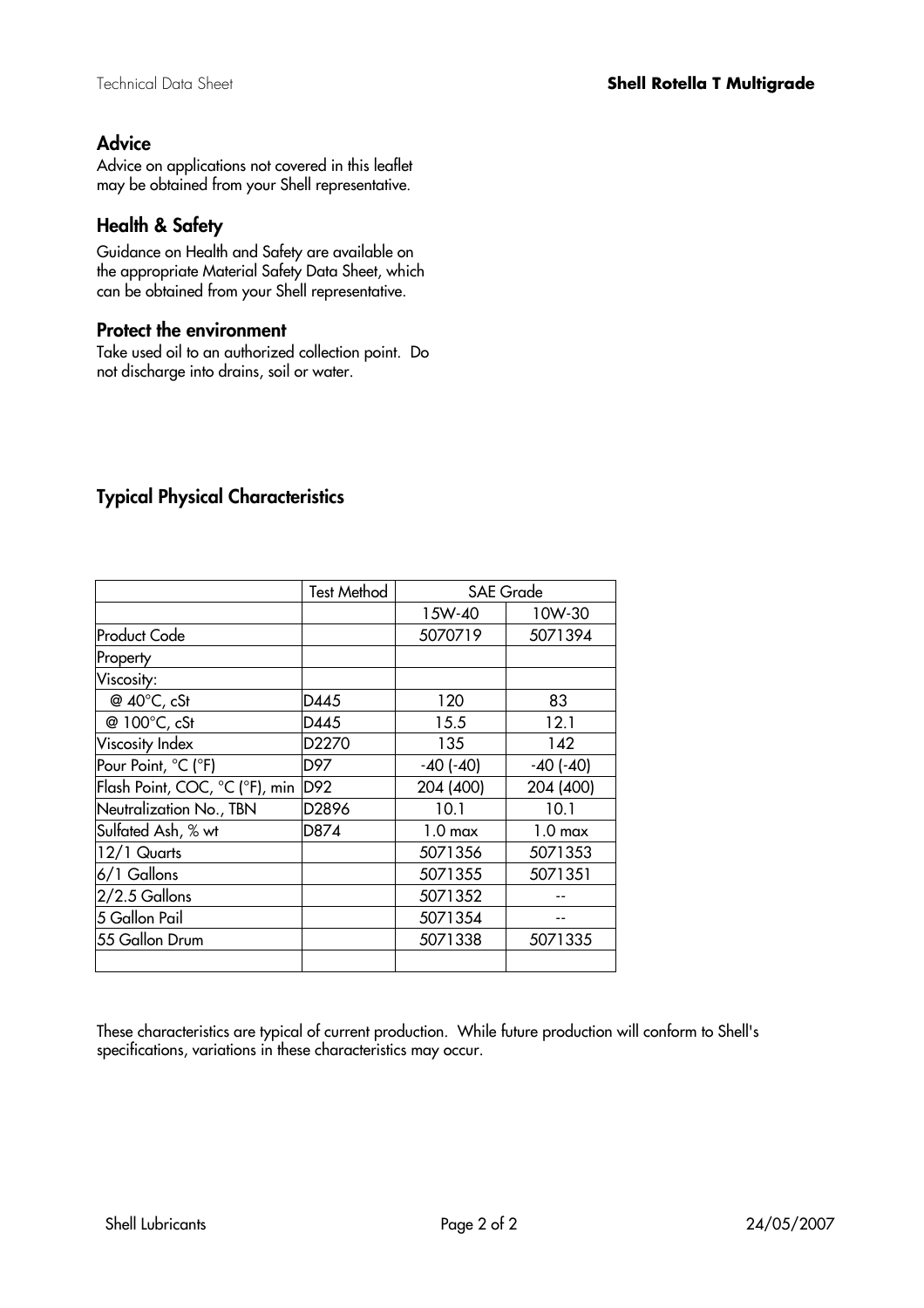## Advice

Advice on applications not covered in this leaflet may be obtained from your Shell representative.

## Health & Safety

Guidance on Health and Safety are available on the appropriate Material Safety Data Sheet, which can be obtained from your Shell representative.

## Protect the environment

Take used oil to an authorized collection point. Do not discharge into drains, soil or water.

## Typical Physical Characteristics

| | Test Method | SAE Grade | |
|---|---|---|---|
| | | 15W-40 | 10W-30 |
| Product Code | | 5070719 | 5071394 |
| Property | | | |
| Viscosity: | | | |
| @ 40°C, cSt | D445 | 120 | 83 |
| @ 100°C, cSt | D445 | 15.5 | 12.1 |
| Viscosity Index | D2270 | 135 | 142 |
| Pour Point, °C (°F) | D97 | -40 (-40) | -40 (-40) |
| Flash Point, COC, °C (°F), min | D92 | 204 (400) | 204 (400) |
| Neutralization No., TBN | D2896 | 10.1 | 10.1 |
| Sulfated Ash, % wt | D874 | 1.0 max | 1.0 max |
| 12/1 Quarts | | 5071356 | 5071353 |
| 6/1 Gallons | | 5071355 | 5071351 |
| 2/2.5 Gallons | | 5071352 | -- |
| 5 Gallon Pail | | 5071354 | -- |
| 55 Gallon Drum | | 5071338 | 5071335 |
| | | | |

These characteristics are typical of current production. While future production will conform to Shell's specifications, variations in these characteristics may occur.